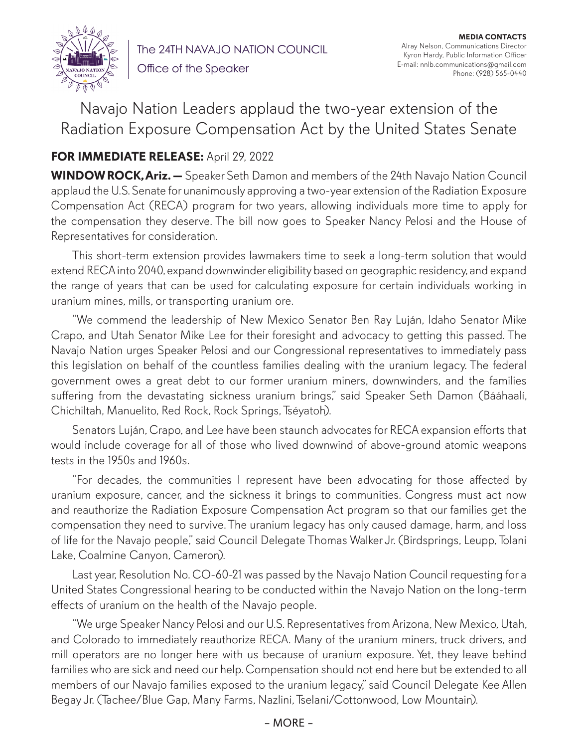The 24TH NAVAJO NATION COUNCIL

Office of the Speaker

**MEDIA CONTACTS**
Alray Nelson, Communications Director
Kyron Hardy, Public Information Officer
E-mail: nnlb.communications@gmail.com
Phone: (928) 565-0440

# Navajo Nation Leaders applaud the two-year extension of the Radiation Exposure Compensation Act by the United States Senate

**FOR IMMEDIATE RELEASE:** April 29, 2022

**WINDOW ROCK, Ariz. —** Speaker Seth Damon and members of the 24th Navajo Nation Council applaud the U.S. Senate for unanimously approving a two-year extension of the Radiation Exposure Compensation Act (RECA) program for two years, allowing individuals more time to apply for the compensation they deserve. The bill now goes to Speaker Nancy Pelosi and the House of Representatives for consideration.

This short-term extension provides lawmakers time to seek a long-term solution that would extend RECA into 2040, expand downwinder eligibility based on geographic residency, and expand the range of years that can be used for calculating exposure for certain individuals working in uranium mines, mills, or transporting uranium ore.

"We commend the leadership of New Mexico Senator Ben Ray Luján, Idaho Senator Mike Crapo, and Utah Senator Mike Lee for their foresight and advocacy to getting this passed. The Navajo Nation urges Speaker Pelosi and our Congressional representatives to immediately pass this legislation on behalf of the countless families dealing with the uranium legacy. The federal government owes a great debt to our former uranium miners, downwinders, and the families suffering from the devastating sickness uranium brings," said Speaker Seth Damon (Bááhaalí, Chichiltah, Manuelito, Red Rock, Rock Springs, Tséyatoh).

Senators Luján, Crapo, and Lee have been staunch advocates for RECA expansion efforts that would include coverage for all of those who lived downwind of above-ground atomic weapons tests in the 1950s and 1960s.

"For decades, the communities I represent have been advocating for those affected by uranium exposure, cancer, and the sickness it brings to communities. Congress must act now and reauthorize the Radiation Exposure Compensation Act program so that our families get the compensation they need to survive. The uranium legacy has only caused damage, harm, and loss of life for the Navajo people," said Council Delegate Thomas Walker Jr. (Birdsprings, Leupp, Tolani Lake, Coalmine Canyon, Cameron).

Last year, Resolution No. CO-60-21 was passed by the Navajo Nation Council requesting for a United States Congressional hearing to be conducted within the Navajo Nation on the long-term effects of uranium on the health of the Navajo people.

"We urge Speaker Nancy Pelosi and our U.S. Representatives from Arizona, New Mexico, Utah, and Colorado to immediately reauthorize RECA. Many of the uranium miners, truck drivers, and mill operators are no longer here with us because of uranium exposure. Yet, they leave behind families who are sick and need our help. Compensation should not end here but be extended to all members of our Navajo families exposed to the uranium legacy," said Council Delegate Kee Allen Begay Jr. (Tachee/Blue Gap, Many Farms, Nazlini, Tselani/Cottonwood, Low Mountain).

– MORE –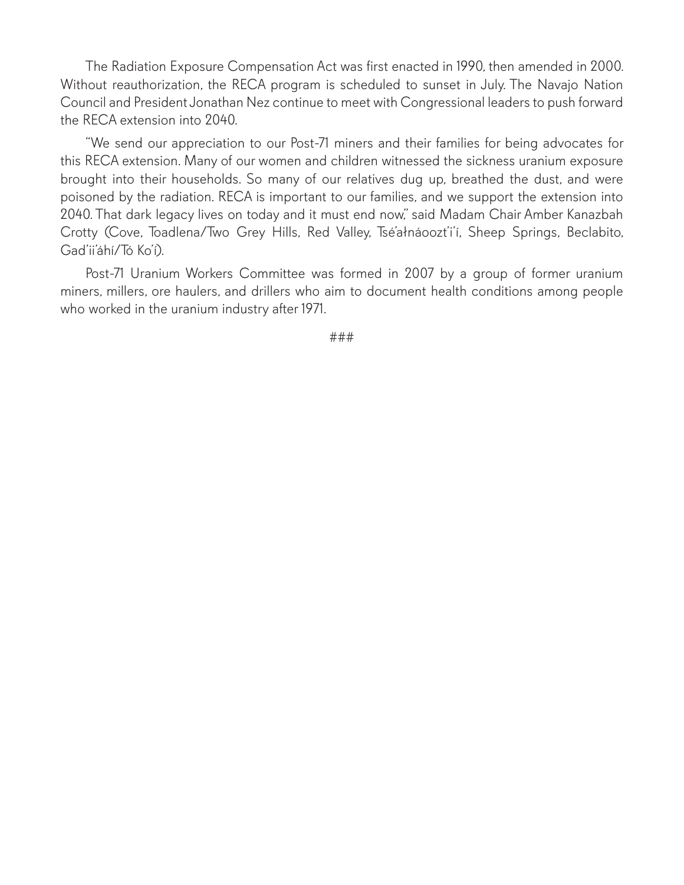The Radiation Exposure Compensation Act was first enacted in 1990, then amended in 2000. Without reauthorization, the RECA program is scheduled to sunset in July. The Navajo Nation Council and President Jonathan Nez continue to meet with Congressional leaders to push forward the RECA extension into 2040.

"We send our appreciation to our Post-71 miners and their families for being advocates for this RECA extension. Many of our women and children witnessed the sickness uranium exposure brought into their households. So many of our relatives dug up, breathed the dust, and were poisoned by the radiation. RECA is important to our families, and we support the extension into 2040. That dark legacy lives on today and it must end now," said Madam Chair Amber Kanazbah Crotty (Cove, Toadlena/Two Grey Hills, Red Valley, Tsé'ałnáoozt'i'í, Sheep Springs, Beclabito, Gad'ii'áhí/Tó Ko'í).

Post-71 Uranium Workers Committee was formed in 2007 by a group of former uranium miners, millers, ore haulers, and drillers who aim to document health conditions among people who worked in the uranium industry after 1971.

###